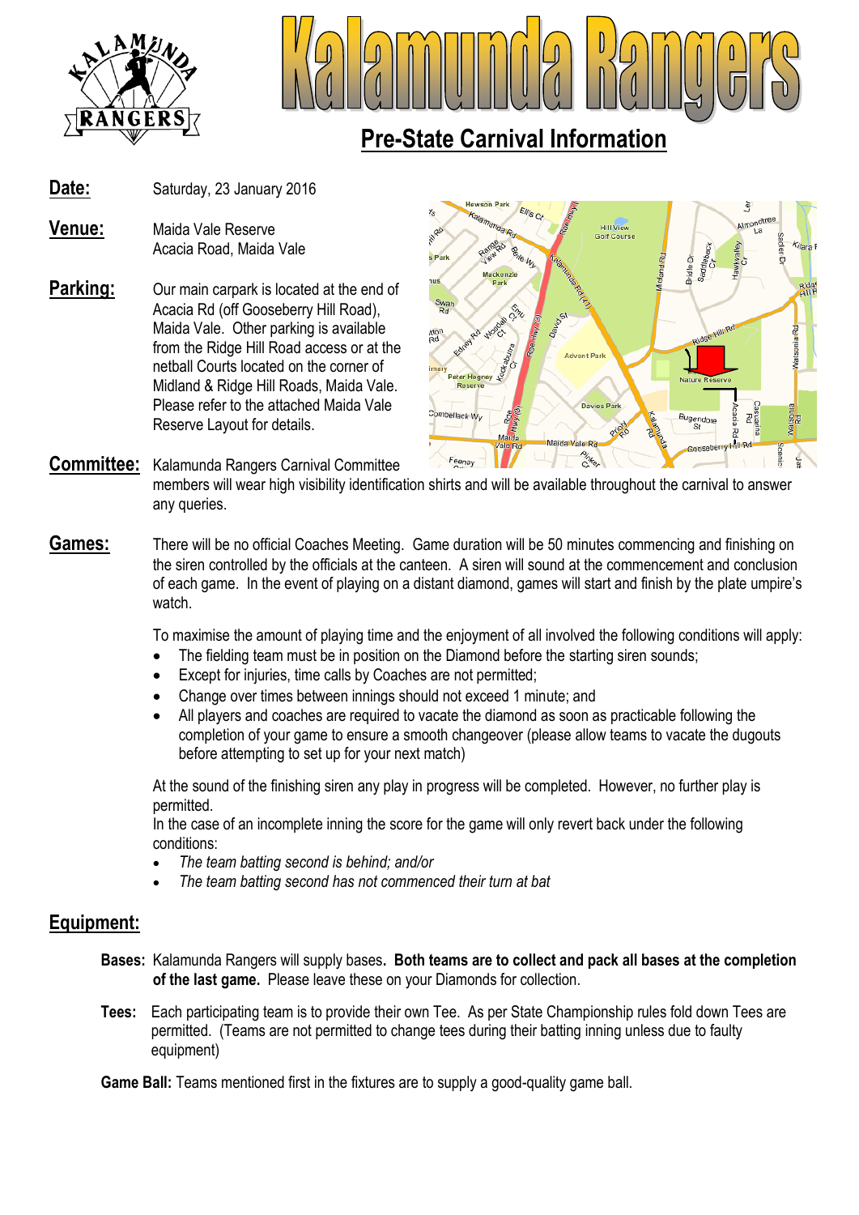# Kalamunda Rangers

## Pre-State Carnival Information

**Date:** Saturday, 23 January 2016

**Venue:** Maida Vale Reserve
Acacia Road, Maida Vale

**Parking:** Our main carpark is located at the end of Acacia Rd (off Gooseberry Hill Road), Maida Vale. Other parking is available from the Ridge Hill Road access or at the netball Courts located on the corner of Midland & Ridge Hill Roads, Maida Vale. Please refer to the attached Maida Vale Reserve Layout for details.

**Committee:** Kalamunda Rangers Carnival Committee members will wear high visibility identification shirts and will be available throughout the carnival to answer any queries.

**Games:** There will be no official Coaches Meeting. Game duration will be 50 minutes commencing and finishing on the siren controlled by the officials at the canteen. A siren will sound at the commencement and conclusion of each game. In the event of playing on a distant diamond, games will start and finish by the plate umpire's watch.

To maximise the amount of playing time and the enjoyment of all involved the following conditions will apply:

- The fielding team must be in position on the Diamond before the starting siren sounds;
- Except for injuries, time calls by Coaches are not permitted;
- Change over times between innings should not exceed 1 minute; and
- All players and coaches are required to vacate the diamond as soon as practicable following the completion of your game to ensure a smooth changeover (please allow teams to vacate the dugouts before attempting to set up for your next match)

At the sound of the finishing siren any play in progress will be completed. However, no further play is permitted.
In the case of an incomplete inning the score for the game will only revert back under the following conditions:

- *The team batting second is behind; and/or*
- *The team batting second has not commenced their turn at bat*

## Equipment:

**Bases:** Kalamunda Rangers will supply bases**. Both teams are to collect and pack all bases at the completion of the last game.** Please leave these on your Diamonds for collection.

**Tees:** Each participating team is to provide their own Tee. As per State Championship rules fold down Tees are permitted. (Teams are not permitted to change tees during their batting inning unless due to faulty equipment)

**Game Ball:** Teams mentioned first in the fixtures are to supply a good-quality game ball.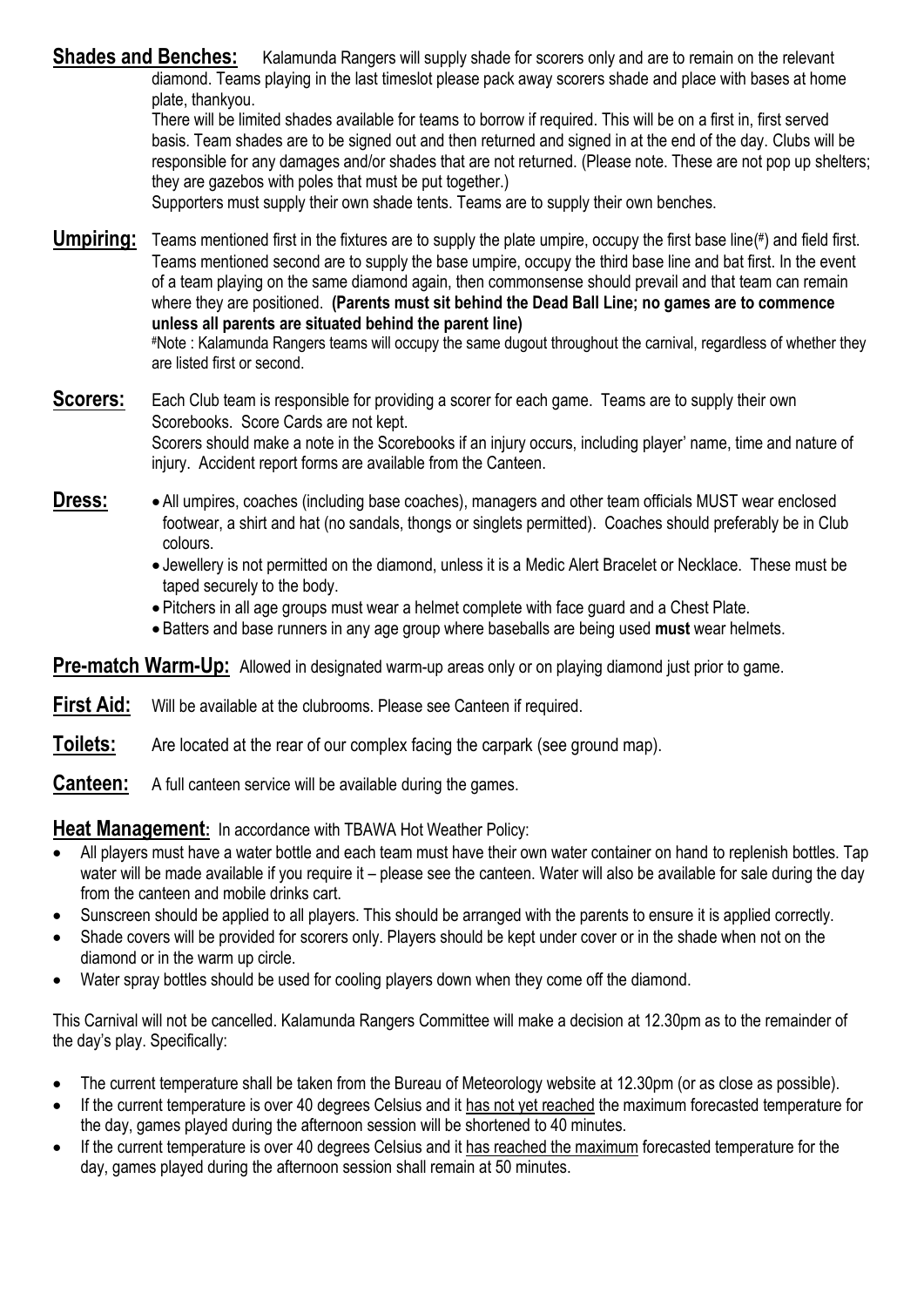**Shades and Benches:** Kalamunda Rangers will supply shade for scorers only and are to remain on the relevant diamond. Teams playing in the last timeslot please pack away scorers shade and place with bases at home plate, thankyou.

There will be limited shades available for teams to borrow if required. This will be on a first in, first served basis. Team shades are to be signed out and then returned and signed in at the end of the day. Clubs will be responsible for any damages and/or shades that are not returned. (Please note. These are not pop up shelters; they are gazebos with poles that must be put together.)

Supporters must supply their own shade tents. Teams are to supply their own benches.

**Umpiring:** Teams mentioned first in the fixtures are to supply the plate umpire, occupy the first base line(#) and field first. Teams mentioned second are to supply the base umpire, occupy the third base line and bat first. In the event of a team playing on the same diamond again, then commonsense should prevail and that team can remain where they are positioned. **(Parents must sit behind the Dead Ball Line; no games are to commence unless all parents are situated behind the parent line)**

#Note : Kalamunda Rangers teams will occupy the same dugout throughout the carnival, regardless of whether they are listed first or second.

**Scorers:** Each Club team is responsible for providing a scorer for each game. Teams are to supply their own Scorebooks. Score Cards are not kept.

Scorers should make a note in the Scorebooks if an injury occurs, including player' name, time and nature of injury. Accident report forms are available from the Canteen.

**Dress:**

- All umpires, coaches (including base coaches), managers and other team officials MUST wear enclosed footwear, a shirt and hat (no sandals, thongs or singlets permitted). Coaches should preferably be in Club colours.
- Jewellery is not permitted on the diamond, unless it is a Medic Alert Bracelet or Necklace. These must be taped securely to the body.
- Pitchers in all age groups must wear a helmet complete with face guard and a Chest Plate.
- Batters and base runners in any age group where baseballs are being used **must** wear helmets.

**Pre-match Warm-Up:** Allowed in designated warm-up areas only or on playing diamond just prior to game.

**First Aid:** Will be available at the clubrooms. Please see Canteen if required.

**Toilets:** Are located at the rear of our complex facing the carpark (see ground map).

**Canteen:** A full canteen service will be available during the games.

**Heat Management:** In accordance with TBAWA Hot Weather Policy:

- All players must have a water bottle and each team must have their own water container on hand to replenish bottles. Tap water will be made available if you require it – please see the canteen. Water will also be available for sale during the day from the canteen and mobile drinks cart.
- Sunscreen should be applied to all players. This should be arranged with the parents to ensure it is applied correctly.
- Shade covers will be provided for scorers only. Players should be kept under cover or in the shade when not on the diamond or in the warm up circle.
- Water spray bottles should be used for cooling players down when they come off the diamond.

This Carnival will not be cancelled. Kalamunda Rangers Committee will make a decision at 12.30pm as to the remainder of the day's play. Specifically:

- The current temperature shall be taken from the Bureau of Meteorology website at 12.30pm (or as close as possible).
- If the current temperature is over 40 degrees Celsius and it has not yet reached the maximum forecasted temperature for the day, games played during the afternoon session will be shortened to 40 minutes.
- If the current temperature is over 40 degrees Celsius and it has reached the maximum forecasted temperature for the day, games played during the afternoon session shall remain at 50 minutes.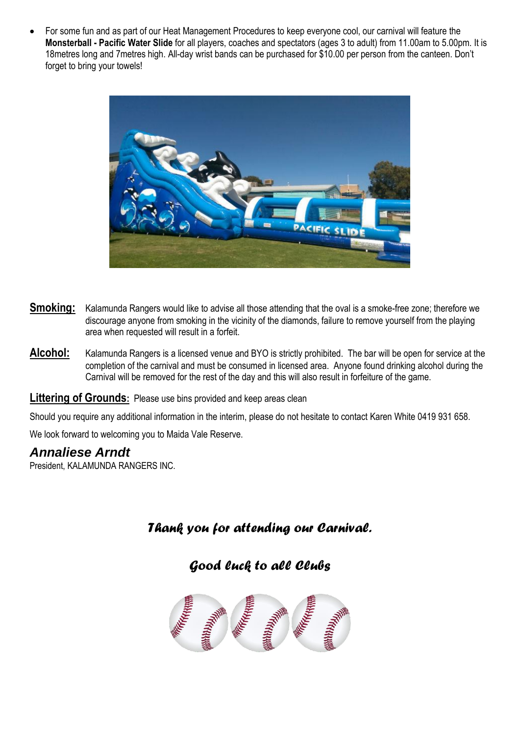- For some fun and as part of our Heat Management Procedures to keep everyone cool, our carnival will feature the **Monsterball - Pacific Water Slide** for all players, coaches and spectators (ages 3 to adult) from 11.00am to 5.00pm. It is 18metres long and 7metres high. All-day wrist bands can be purchased for $10.00 per person from the canteen. Don't forget to bring your towels!

**Smoking:** Kalamunda Rangers would like to advise all those attending that the oval is a smoke-free zone; therefore we discourage anyone from smoking in the vicinity of the diamonds, failure to remove yourself from the playing area when requested will result in a forfeit.

**Alcohol:** Kalamunda Rangers is a licensed venue and BYO is strictly prohibited. The bar will be open for service at the completion of the carnival and must be consumed in licensed area. Anyone found drinking alcohol during the Carnival will be removed for the rest of the day and this will also result in forfeiture of the game.

**Littering of Grounds:** Please use bins provided and keep areas clean

Should you require any additional information in the interim, please do not hesitate to contact Karen White 0419 931 658.

We look forward to welcoming you to Maida Vale Reserve.

***Annaliese Arndt***
President, KALAMUNDA RANGERS INC.

*Thank you for attending our Carnival.*

*Good luck to all Clubs*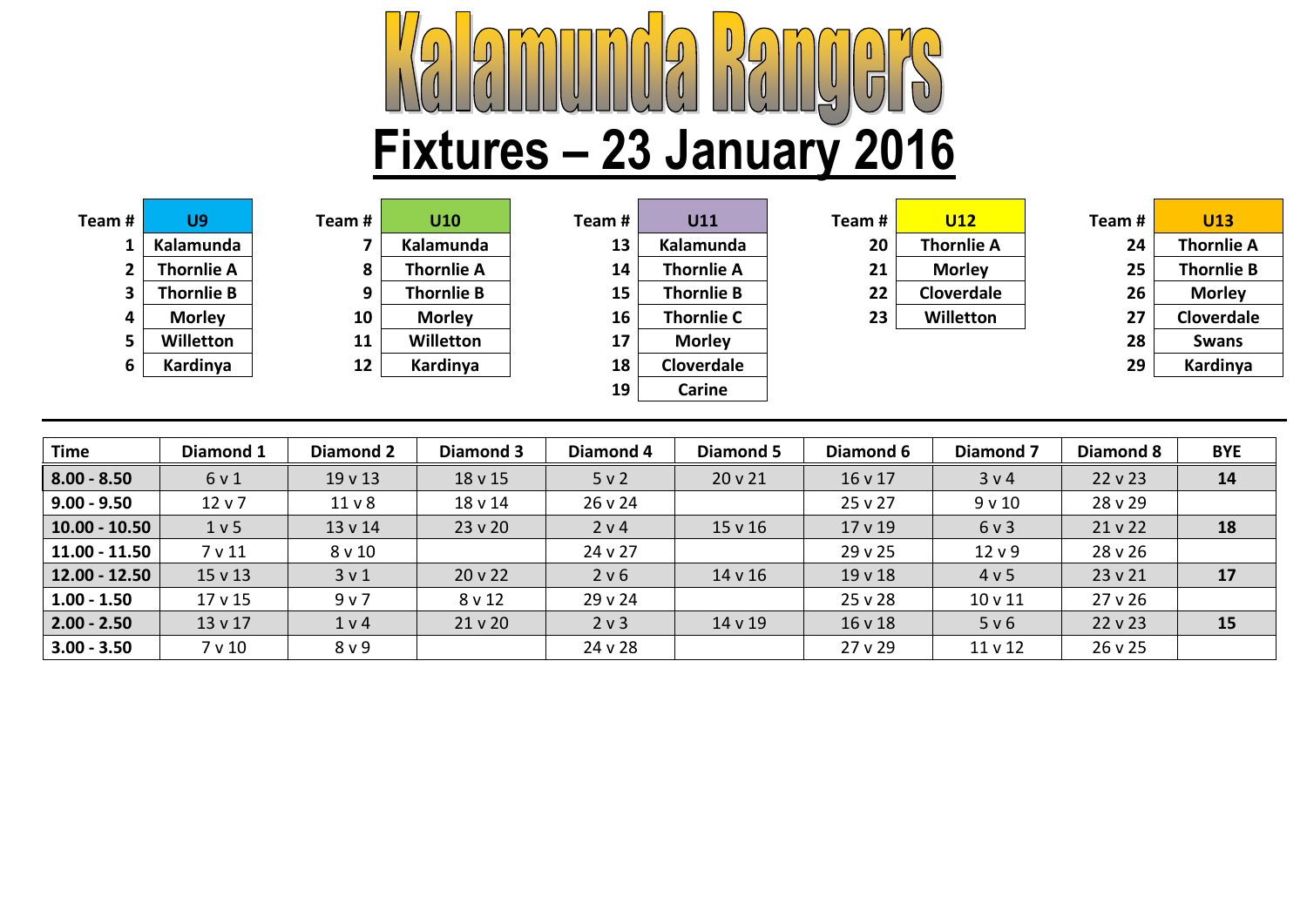# Kalamunda Rangers

## Fixtures – 23 January 2016

| Team # | U9 |
|---|---|
| 1 | Kalamunda |
| 2 | Thornlie A |
| 3 | Thornlie B |
| 4 | Morley |
| 5 | Willetton |
| 6 | Kardinya |

| Team # | U10 |
|---|---|
| 7 | Kalamunda |
| 8 | Thornlie A |
| 9 | Thornlie B |
| 10 | Morley |
| 11 | Willetton |
| 12 | Kardinya |

| Team # | U11 |
|---|---|
| 13 | Kalamunda |
| 14 | Thornlie A |
| 15 | Thornlie B |
| 16 | Thornlie C |
| 17 | Morley |
| 18 | Cloverdale |
| 19 | Carine |

| Team # | U12 |
|---|---|
| 20 | Thornlie A |
| 21 | Morley |
| 22 | Cloverdale |
| 23 | Willetton |

| Team # | U13 |
|---|---|
| 24 | Thornlie A |
| 25 | Thornlie B |
| 26 | Morley |
| 27 | Cloverdale |
| 28 | Swans |
| 29 | Kardinya |

| Time | Diamond 1 | Diamond 2 | Diamond 3 | Diamond 4 | Diamond 5 | Diamond 6 | Diamond 7 | Diamond 8 | BYE |
|---|---|---|---|---|---|---|---|---|---|
| 8.00 - 8.50 | 6 v 1 | 19 v 13 | 18 v 15 | 5 v 2 | 20 v 21 | 16 v 17 | 3 v 4 | 22 v 23 | 14 |
| 9.00 - 9.50 | 12 v 7 | 11 v 8 | 18 v 14 | 26 v 24 | | 25 v 27 | 9 v 10 | 28 v 29 | |
| 10.00 - 10.50 | 1 v 5 | 13 v 14 | 23 v 20 | 2 v 4 | 15 v 16 | 17 v 19 | 6 v 3 | 21 v 22 | 18 |
| 11.00 - 11.50 | 7 v 11 | 8 v 10 | | 24 v 27 | | 29 v 25 | 12 v 9 | 28 v 26 | |
| 12.00 - 12.50 | 15 v 13 | 3 v 1 | 20 v 22 | 2 v 6 | 14 v 16 | 19 v 18 | 4 v 5 | 23 v 21 | 17 |
| 1.00 - 1.50 | 17 v 15 | 9 v 7 | 8 v 12 | 29 v 24 | | 25 v 28 | 10 v 11 | 27 v 26 | |
| 2.00 - 2.50 | 13 v 17 | 1 v 4 | 21 v 20 | 2 v 3 | 14 v 19 | 16 v 18 | 5 v 6 | 22 v 23 | 15 |
| 3.00 - 3.50 | 7 v 10 | 8 v 9 | | 24 v 28 | | 27 v 29 | 11 v 12 | 26 v 25 | |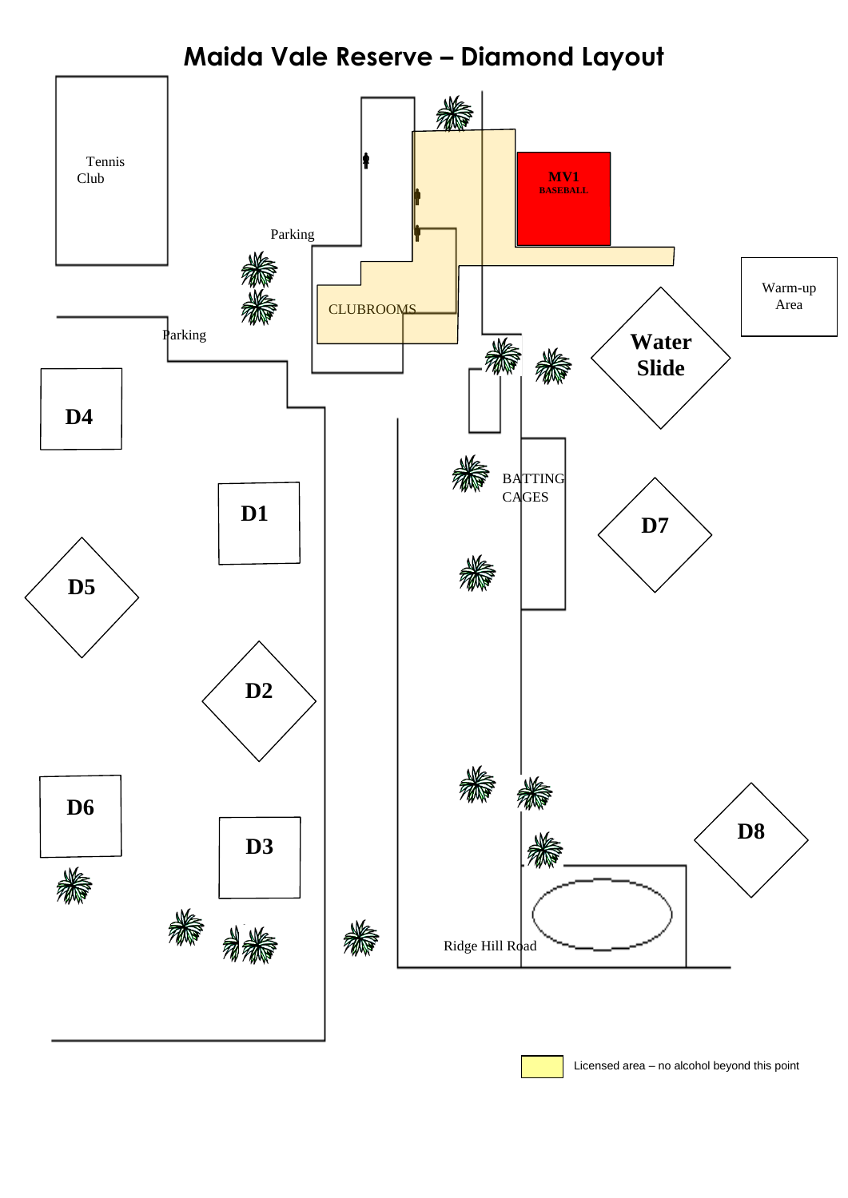# Maida Vale Reserve – Diamond Layout

Tennis Club

Parking

MV1 BASEBALL

CLUBROOMS

Parking

Warm-up Area

Water Slide

D4

D1

BATTING CAGES

D7

D5

D2

D6

D3

D8

Ridge Hill Road

Licensed area – no alcohol beyond this point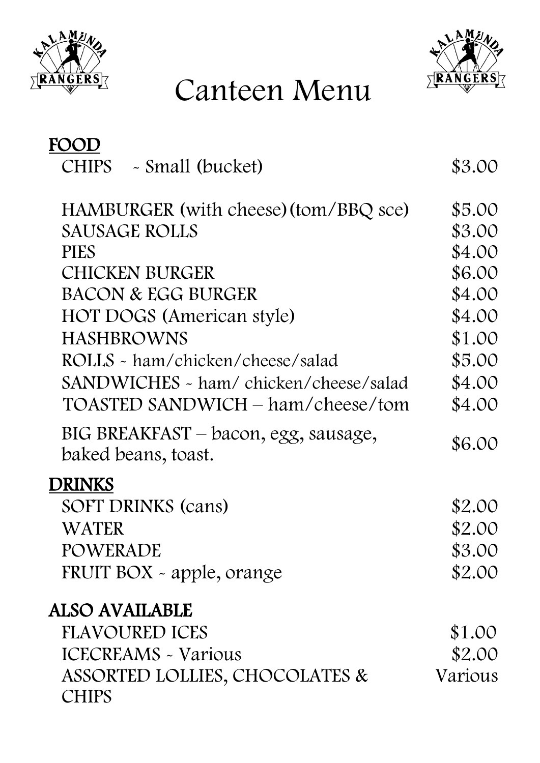# Canteen Menu

## FOOD

| | |
|---|---|
| CHIPS ~ Small (bucket) | $3.00 |
| HAMBURGER (with cheese)(tom/BBQ sce) | $5.00 |
| SAUSAGE ROLLS | $3.00 |
| PIES | $4.00 |
| CHICKEN BURGER | $6.00 |
| BACON & EGG BURGER | $4.00 |
| HOT DOGS (American style) | $4.00 |
| HASHBROWNS | $1.00 |
| ROLLS ~ ham/chicken/cheese/salad | $5.00 |
| SANDWICHES ~ ham/ chicken/cheese/salad | $4.00 |
| TOASTED SANDWICH – ham/cheese/tom | $4.00 |
| BIG BREAKFAST – bacon, egg, sausage, baked beans, toast. | $6.00 |

## DRINKS

| | |
|---|---|
| SOFT DRINKS (cans) | $2.00 |
| WATER | $2.00 |
| POWERADE | $3.00 |
| FRUIT BOX ~ apple, orange | $2.00 |

## ALSO AVAILABLE

| | |
|---|---|
| FLAVOURED ICES | $1.00 |
| ICECREAMS ~ Various | $2.00 |
| ASSORTED LOLLIES, CHOCOLATES & CHIPS | Various |